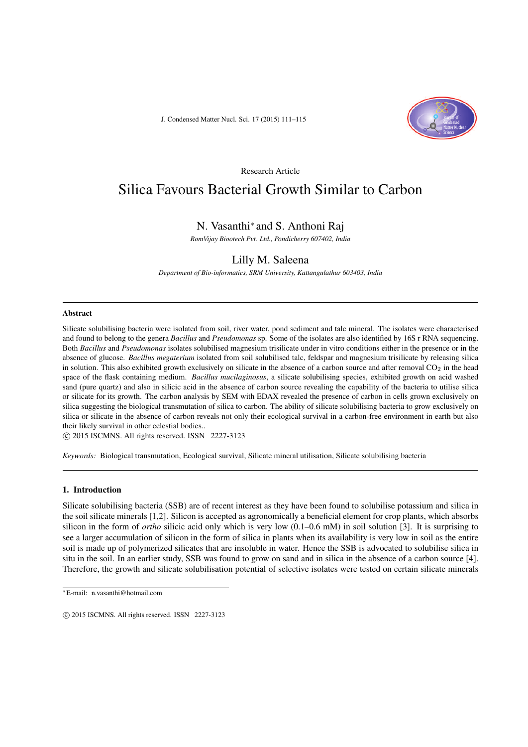Research Article

# Silica Favours Bacterial Growth Similar to Carbon

N. Vasanthi[*] and S. Anthoni Raj

*RomVijay Biootech Pvt. Ltd., Pondicherry 607402, India*

Lilly M. Saleena

*Department of Bio-informatics, SRM University, Kattangulathur 603403, India*

---

## Abstract

Silicate solubilising bacteria were isolated from soil, river water, pond sediment and talc mineral. The isolates were characterised and found to belong to the genera *Bacillus* and *Pseudomonas* sp. Some of the isolates are also identified by 16S r RNA sequencing. Both *Bacillus* and *Pseudomonas* isolates solubilised magnesium trisilicate under in vitro conditions either in the presence or in the absence of glucose. *Bacillus megaterium* isolated from soil solubilised talc, feldspar and magnesium trisilicate by releasing silica in solution. This also exhibited growth exclusively on silicate in the absence of a carbon source and after removal $CO_2$ in the head space of the flask containing medium. *Bacillus mucilaginosus*, a silicate solubilising species, exhibited growth on acid washed sand (pure quartz) and also in silicic acid in the absence of carbon source revealing the capability of the bacteria to utilise silica or silicate for its growth. The carbon analysis by SEM with EDAX revealed the presence of carbon in cells grown exclusively on silica suggesting the biological transmutation of silica to carbon. The ability of silicate solubilising bacteria to grow exclusively on silica or silicate in the absence of carbon reveals not only their ecological survival in a carbon-free environment in earth but also their likely survival in other celestial bodies..

© 2015 ISCMNS. All rights reserved. ISSN 2227-3123

*Keywords:* Biological transmutation, Ecological survival, Silicate mineral utilisation, Silicate solubilising bacteria

---

## 1. Introduction

Silicate solubilising bacteria (SSB) are of recent interest as they have been found to solubilise potassium and silica in the soil silicate minerals [1,2]. Silicon is accepted as agronomically a beneficial element for crop plants, which absorbs silicon in the form of *ortho* silicic acid only which is very low (0.1–0.6 mM) in soil solution [3]. It is surprising to see a larger accumulation of silicon in the form of silica in plants when its availability is very low in soil as the entire soil is made up of polymerized silicates that are insoluble in water. Hence the SSB is advocated to solubilise silica in situ in the soil. In an earlier study, SSB was found to grow on sand and in silica in the absence of a carbon source [4]. Therefore, the growth and silicate solubilisation potential of selective isolates were tested on certain silicate minerals

---

[*]E-mail: n.vasanthi@hotmail.com

© 2015 ISCMNS. All rights reserved. ISSN 2227-3123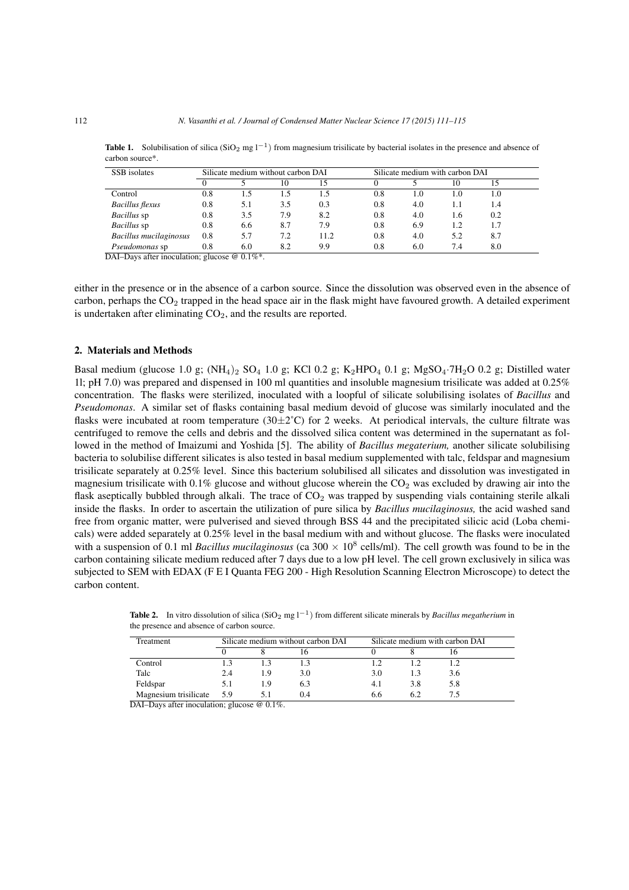**Table 1.** Solubilisation of silica ($SiO_2$ mg $l^{-1}$) from magnesium trisilicate by bacterial isolates in the presence and absence of carbon source*.

| SSB isolates | Silicate medium without carbon DAI | | | | Silicate medium with carbon DAI | | | |
|---|---|---|---|---|---|---|---|---|
| | 0 | 5 | 10 | 15 | 0 | 5 | 10 | 15 |
| Control | 0.8 | 1.5 | 1.5 | 1.5 | 0.8 | 1.0 | 1.0 | 1.0 |
| *Bacillus flexus* | 0.8 | 5.1 | 3.5 | 0.3 | 0.8 | 4.0 | 1.1 | 1.4 |
| *Bacillus* sp | 0.8 | 3.5 | 7.9 | 8.2 | 0.8 | 4.0 | 1.6 | 0.2 |
| *Bacillus* sp | 0.8 | 6.6 | 8.7 | 7.9 | 0.8 | 6.9 | 1.2 | 1.7 |
| *Bacillus mucilaginosus* | 0.8 | 5.7 | 7.2 | 11.2 | 0.8 | 4.0 | 5.2 | 8.7 |
| *Pseudomonas* sp | 0.8 | 6.0 | 8.2 | 9.9 | 0.8 | 6.0 | 7.4 | 8.0 |

DAI–Days after inoculation; glucose @ 0.1%*.

either in the presence or in the absence of a carbon source. Since the dissolution was observed even in the absence of carbon, perhaps the $CO_2$ trapped in the head space air in the flask might have favoured growth. A detailed experiment is undertaken after eliminating $CO_2$, and the results are reported.

## 2. Materials and Methods

Basal medium (glucose 1.0 g; $(NH_4)_2$ $SO_4$ 1.0 g; KCl 0.2 g; $K_2HPO_4$ 0.1 g; $MgSO_4{\cdot}7H_2O$ 0.2 g; Distilled water 1l; pH 7.0) was prepared and dispensed in 100 ml quantities and insoluble magnesium trisilicate was added at 0.25% concentration. The flasks were sterilized, inoculated with a loopful of silicate solubilising isolates of *Bacillus* and *Pseudomonas*. A similar set of flasks containing basal medium devoid of glucose was similarly inoculated and the flasks were incubated at room temperature (30±2°C) for 2 weeks. At periodical intervals, the culture filtrate was centrifuged to remove the cells and debris and the dissolved silica content was determined in the supernatant as followed in the method of Imaizumi and Yoshida [5]. The ability of *Bacillus megaterium,* another silicate solubilising bacteria to solubilise different silicates is also tested in basal medium supplemented with talc, feldspar and magnesium trisilicate separately at 0.25% level. Since this bacterium solubilised all silicates and dissolution was investigated in magnesium trisilicate with 0.1% glucose and without glucose wherein the $CO_2$ was excluded by drawing air into the flask aseptically bubbled through alkali. The trace of $CO_2$ was trapped by suspending vials containing sterile alkali inside the flasks. In order to ascertain the utilization of pure silica by *Bacillus mucilaginosus,* the acid washed sand free from organic matter, were pulverised and sieved through BSS 44 and the precipitated silicic acid (Loba chemicals) were added separately at 0.25% level in the basal medium with and without glucose. The flasks were inoculated with a suspension of 0.1 ml *Bacillus mucilaginosus* (ca $300 \times 10^8$ cells/ml). The cell growth was found to be in the carbon containing silicate medium reduced after 7 days due to a low pH level. The cell grown exclusively in silica was subjected to SEM with EDAX (F E I Quanta FEG 200 - High Resolution Scanning Electron Microscope) to detect the carbon content.

**Table 2.** In vitro dissolution of silica ($SiO_2$ mg $l^{-1}$) from different silicate minerals by *Bacillus megatherium* in the presence and absence of carbon source.

| Treatment | Silicate medium without carbon DAI | | | Silicate medium with carbon DAI | | |
|---|---|---|---|---|---|---|
| | 0 | 8 | 16 | 0 | 8 | 16 |
| Control | 1.3 | 1.3 | 1.3 | 1.2 | 1.2 | 1.2 |
| Talc | 2.4 | 1.9 | 3.0 | 3.0 | 1.3 | 3.6 |
| Feldspar | 5.1 | 1.9 | 6.3 | 4.1 | 3.8 | 5.8 |
| Magnesium trisilicate | 5.9 | 5.1 | 0.4 | 6.6 | 6.2 | 7.5 |

DAI–Days after inoculation; glucose @ 0.1%.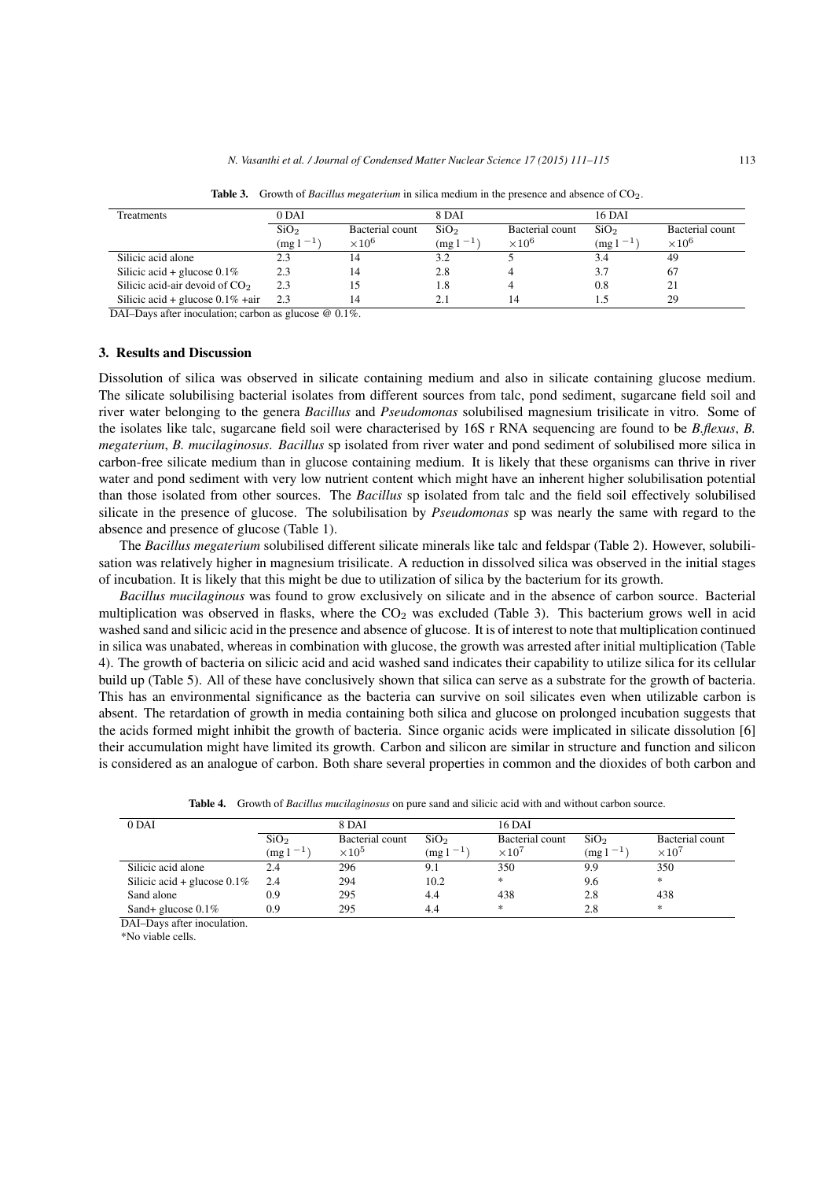**Table 3.** Growth of *Bacillus megaterium* in silica medium in the presence and absence of $CO_2$.

| Treatments | 0 DAI | | 8 DAI | | 16 DAI | |
|---|---|---|---|---|---|---|
| | $SiO_2$ ($mg\,l^{-1}$) | Bacterial count $\times 10^6$ | $SiO_2$ ($mg\,l^{-1}$) | Bacterial count $\times 10^6$ | $SiO_2$ ($mg\,l^{-1}$) | Bacterial count $\times 10^6$ |
| Silicic acid alone | 2.3 | 14 | 3.2 | 5 | 3.4 | 49 |
| Silicic acid + glucose 0.1% | 2.3 | 14 | 2.8 | 4 | 3.7 | 67 |
| Silicic acid-air devoid of $CO_2$ | 2.3 | 15 | 1.8 | 4 | 0.8 | 21 |
| Silicic acid + glucose 0.1% +air | 2.3 | 14 | 2.1 | 14 | 1.5 | 29 |

DAI–Days after inoculation; carbon as glucose @ 0.1%.

## 3. Results and Discussion

Dissolution of silica was observed in silicate containing medium and also in silicate containing glucose medium. The silicate solubilising bacterial isolates from different sources from talc, pond sediment, sugarcane field soil and river water belonging to the genera *Bacillus* and *Pseudomonas* solubilised magnesium trisilicate in vitro. Some of the isolates like talc, sugarcane field soil were characterised by 16S r RNA sequencing are found to be *B.flexus*, *B. megaterium*, *B. mucilaginosus*. *Bacillus* sp isolated from river water and pond sediment of solubilised more silica in carbon-free silicate medium than in glucose containing medium. It is likely that these organisms can thrive in river water and pond sediment with very low nutrient content which might have an inherent higher solubilisation potential than those isolated from other sources. The *Bacillus* sp isolated from talc and the field soil effectively solubilised silicate in the presence of glucose. The solubilisation by *Pseudomonas* sp was nearly the same with regard to the absence and presence of glucose (Table 1).

The *Bacillus megaterium* solubilised different silicate minerals like talc and feldspar (Table 2). However, solubilisation was relatively higher in magnesium trisilicate. A reduction in dissolved silica was observed in the initial stages of incubation. It is likely that this might be due to utilization of silica by the bacterium for its growth.

*Bacillus mucilaginous* was found to grow exclusively on silicate and in the absence of carbon source. Bacterial multiplication was observed in flasks, where the $CO_2$ was excluded (Table 3). This bacterium grows well in acid washed sand and silicic acid in the presence and absence of glucose. It is of interest to note that multiplication continued in silica was unabated, whereas in combination with glucose, the growth was arrested after initial multiplication (Table 4). The growth of bacteria on silicic acid and acid washed sand indicates their capability to utilize silica for its cellular build up (Table 5). All of these have conclusively shown that silica can serve as a substrate for the growth of bacteria. This has an environmental significance as the bacteria can survive on soil silicates even when utilizable carbon is absent. The retardation of growth in media containing both silica and glucose on prolonged incubation suggests that the acids formed might inhibit the growth of bacteria. Since organic acids were implicated in silicate dissolution [6] their accumulation might have limited its growth. Carbon and silicon are similar in structure and function and silicon is considered as an analogue of carbon. Both share several properties in common and the dioxides of both carbon and

**Table 4.** Growth of *Bacillus mucilaginosus* on pure sand and silicic acid with and without carbon source.

| 0 DAI | | | 8 DAI | | 16 DAI | |
|---|---|---|---|---|---|---|
| | $SiO_2$ ($mg\,l^{-1}$) | Bacterial count $\times 10^5$ | $SiO_2$ ($mg\,l^{-1}$) | Bacterial count $\times 10^7$ | $SiO_2$ ($mg\,l^{-1}$) | Bacterial count $\times 10^7$ |
| Silicic acid alone | 2.4 | 296 | 9.1 | 350 | 9.9 | 350 |
| Silicic acid + glucose 0.1% | 2.4 | 294 | 10.2 | * | 9.6 | * |
| Sand alone | 0.9 | 295 | 4.4 | 438 | 2.8 | 438 |
| Sand+ glucose 0.1% | 0.9 | 295 | 4.4 | * | 2.8 | * |

DAI–Days after inoculation.

*No viable cells.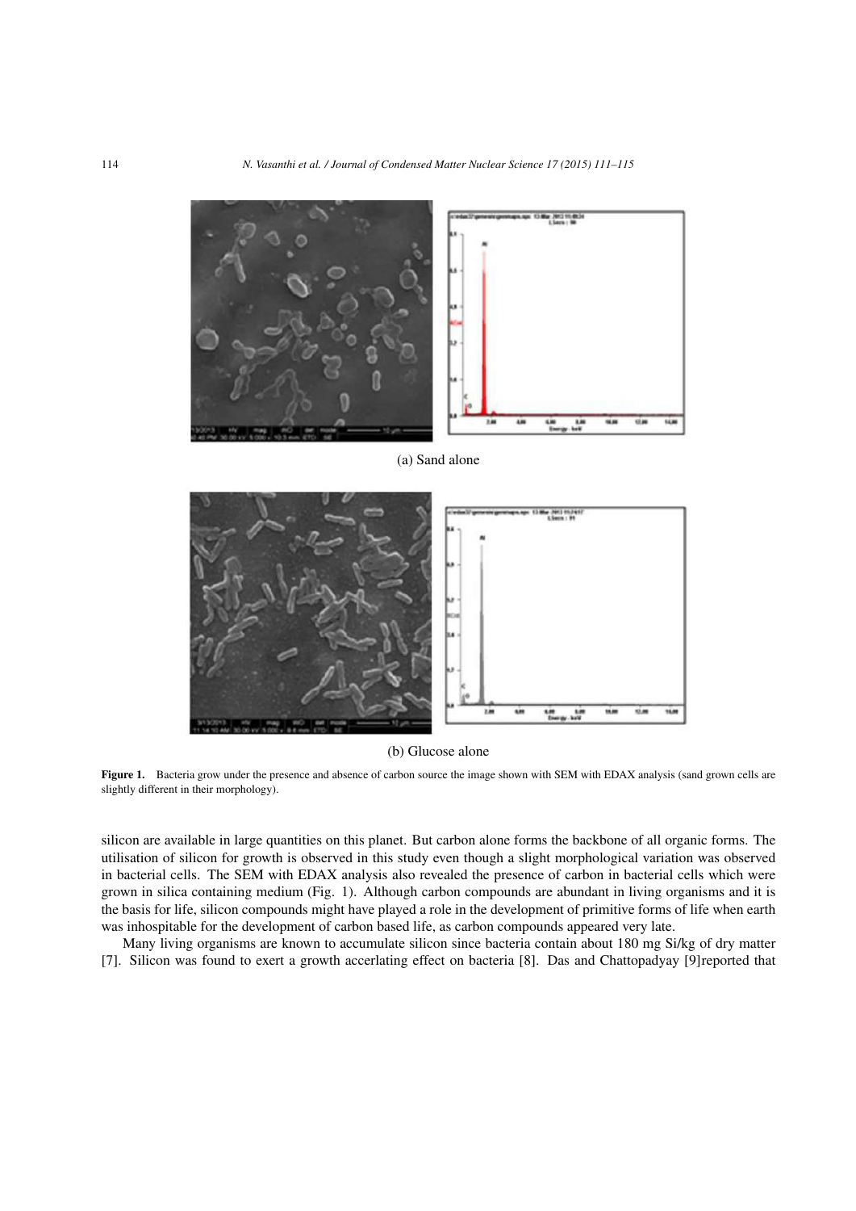(a) Sand alone

(b) Glucose alone

**Figure 1.** Bacteria grow under the presence and absence of carbon source the image shown with SEM with EDAX analysis (sand grown cells are slightly different in their morphology).

silicon are available in large quantities on this planet. But carbon alone forms the backbone of all organic forms. The utilisation of silicon for growth is observed in this study even though a slight morphological variation was observed in bacterial cells. The SEM with EDAX analysis also revealed the presence of carbon in bacterial cells which were grown in silica containing medium (Fig. 1). Although carbon compounds are abundant in living organisms and it is the basis for life, silicon compounds might have played a role in the development of primitive forms of life when earth was inhospitable for the development of carbon based life, as carbon compounds appeared very late.

Many living organisms are known to accumulate silicon since bacteria contain about 180 mg Si/kg of dry matter [7]. Silicon was found to exert a growth accerlating effect on bacteria [8]. Das and Chattopadyay [9]reported that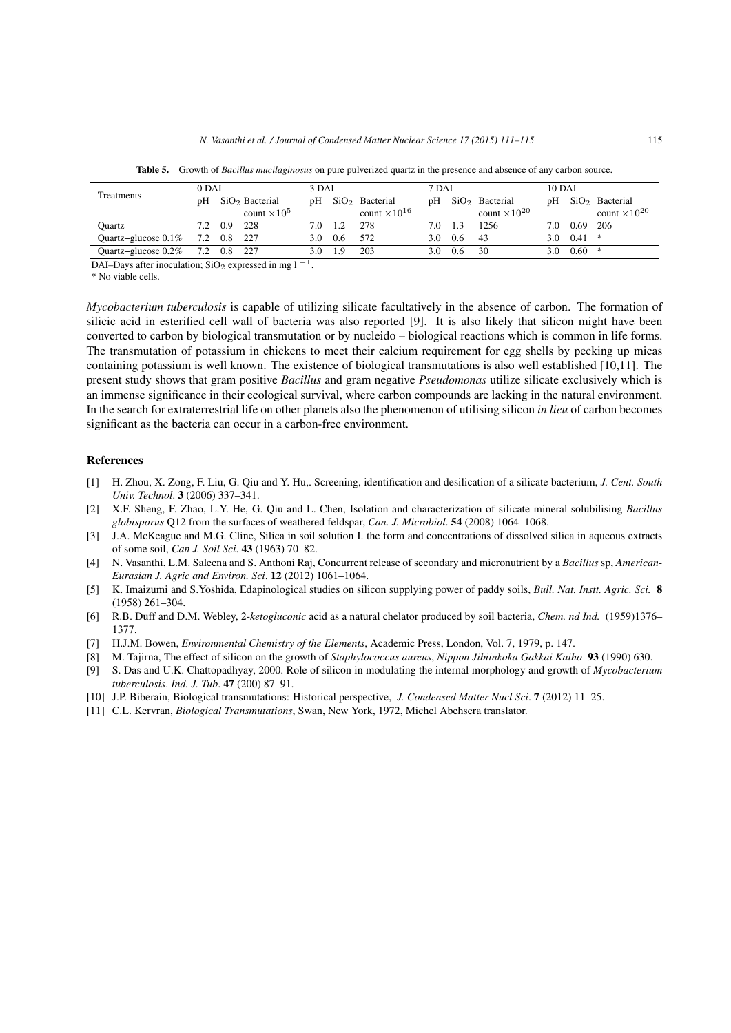**Table 5.** Growth of *Bacillus mucilaginosus* on pure pulverized quartz in the presence and absence of any carbon source.

| Treatments | 0 DAI | | | 3 DAI | | | 7 DAI | | | 10 DAI | | |
|---|---|---|---|---|---|---|---|---|---|---|---|---|
| | pH | $SiO_2$ | Bacterial count $\times 10^5$ | pH | $SiO_2$ | Bacterial count $\times 10^{16}$ | pH | $SiO_2$ | Bacterial count $\times 10^{20}$ | pH | $SiO_2$ | Bacterial count $\times 10^{20}$ |
| Quartz | 7.2 | 0.9 | 228 | 7.0 | 1.2 | 278 | 7.0 | 1.3 | 1256 | 7.0 | 0.69 | 206 |
| Quartz+glucose 0.1% | 7.2 | 0.8 | 227 | 3.0 | 0.6 | 572 | 3.0 | 0.6 | 43 | 3.0 | 0.41 | * |
| Quartz+glucose 0.2% | 7.2 | 0.8 | 227 | 3.0 | 1.9 | 203 | 3.0 | 0.6 | 30 | 3.0 | 0.60 | * |

DAI–Days after inoculation; $SiO_2$ expressed in mg $l^{-1}$.

* No viable cells.

*Mycobacterium tuberculosis* is capable of utilizing silicate facultatively in the absence of carbon. The formation of silicic acid in esterified cell wall of bacteria was also reported [9]. It is also likely that silicon might have been converted to carbon by biological transmutation or by nucleido – biological reactions which is common in life forms. The transmutation of potassium in chickens to meet their calcium requirement for egg shells by pecking up micas containing potassium is well known. The existence of biological transmutations is also well established [10,11]. The present study shows that gram positive *Bacillus* and gram negative *Pseudomonas* utilize silicate exclusively which is an immense significance in their ecological survival, where carbon compounds are lacking in the natural environment. In the search for extraterrestrial life on other planets also the phenomenon of utilising silicon *in lieu* of carbon becomes significant as the bacteria can occur in a carbon-free environment.

## References

[1] H. Zhou, X. Zong, F. Liu, G. Qiu and Y. Hu,. Screening, identification and desilication of a silicate bacterium, *J. Cent. South Univ. Technol*. **3** (2006) 337–341.

[2] X.F. Sheng, F. Zhao, L.Y. He, G. Qiu and L. Chen, Isolation and characterization of silicate mineral solubilising *Bacillus globisporus* Q12 from the surfaces of weathered feldspar, *Can. J. Microbiol*. **54** (2008) 1064–1068.

[3] J.A. McKeague and M.G. Cline, Silica in soil solution I. the form and concentrations of dissolved silica in aqueous extracts of some soil, *Can J. Soil Sci*. **43** (1963) 70–82.

[4] N. Vasanthi, L.M. Saleena and S. Anthoni Raj, Concurrent release of secondary and micronutrient by a *Bacillus* sp, *American-Eurasian J. Agric and Environ. Sci*. **12** (2012) 1061–1064.

[5] K. Imaizumi and S.Yoshida, Edapinological studies on silicon supplying power of paddy soils, *Bull. Nat. Instt. Agric. Sci.* **8** (1958) 261–304.

[6] R.B. Duff and D.M. Webley, 2-*ketogluconic* acid as a natural chelator produced by soil bacteria, *Chem. nd Ind.* (1959)1376–1377.

[7] H.J.M. Bowen, *Environmental Chemistry of the Elements*, Academic Press, London, Vol. 7, 1979, p. 147.

[8] M. Tajirna, The effect of silicon on the growth of *Staphylococcus aureus*, *Nippon Jibiinkoka Gakkai Kaiho* **93** (1990) 630.

[9] S. Das and U.K. Chattopadhyay, 2000. Role of silicon in modulating the internal morphology and growth of *Mycobacterium tuberculosis*. *Ind. J. Tub*. **47** (200) 87–91.

[10] J.P. Biberain, Biological transmutations: Historical perspective, *J. Condensed Matter Nucl Sci*. **7** (2012) 11–25.

[11] C.L. Kervran, *Biological Transmutations*, Swan, New York, 1972, Michel Abehsera translator.